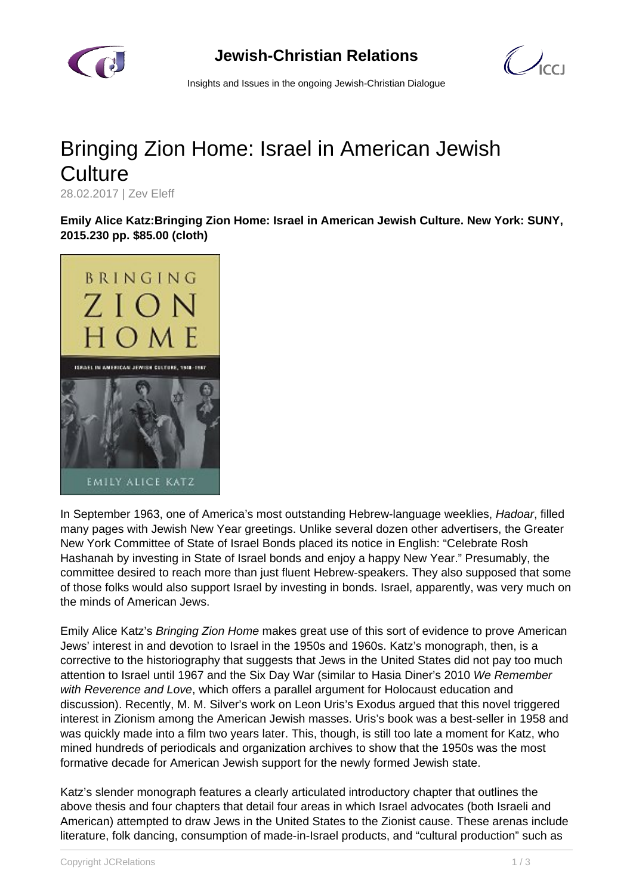# Bringing Zion Home: Israel in American Jewish Culture

28.02.2017 | Zev Eleff

**Emily Alice Katz:Bringing Zion Home: Israel in American Jewish Culture. New York: SUNY, 2015.230 pp. $85.00 (cloth)**

In September 1963, one of America's most outstanding Hebrew-language weeklies, *Hadoar*, filled many pages with Jewish New Year greetings. Unlike several dozen other advertisers, the Greater New York Committee of State of Israel Bonds placed its notice in English: "Celebrate Rosh Hashanah by investing in State of Israel bonds and enjoy a happy New Year." Presumably, the committee desired to reach more than just fluent Hebrew-speakers. They also supposed that some of those folks would also support Israel by investing in bonds. Israel, apparently, was very much on the minds of American Jews.

Emily Alice Katz's *Bringing Zion Home* makes great use of this sort of evidence to prove American Jews' interest in and devotion to Israel in the 1950s and 1960s. Katz's monograph, then, is a corrective to the historiography that suggests that Jews in the United States did not pay too much attention to Israel until 1967 and the Six Day War (similar to Hasia Diner's 2010 *We Remember with Reverence and Love*, which offers a parallel argument for Holocaust education and discussion). Recently, M. M. Silver's work on Leon Uris's Exodus argued that this novel triggered interest in Zionism among the American Jewish masses. Uris's book was a best-seller in 1958 and was quickly made into a film two years later. This, though, is still too late a moment for Katz, who mined hundreds of periodicals and organization archives to show that the 1950s was the most formative decade for American Jewish support for the newly formed Jewish state.

Katz's slender monograph features a clearly articulated introductory chapter that outlines the above thesis and four chapters that detail four areas in which Israel advocates (both Israeli and American) attempted to draw Jews in the United States to the Zionist cause. These arenas include literature, folk dancing, consumption of made-in-Israel products, and "cultural production" such as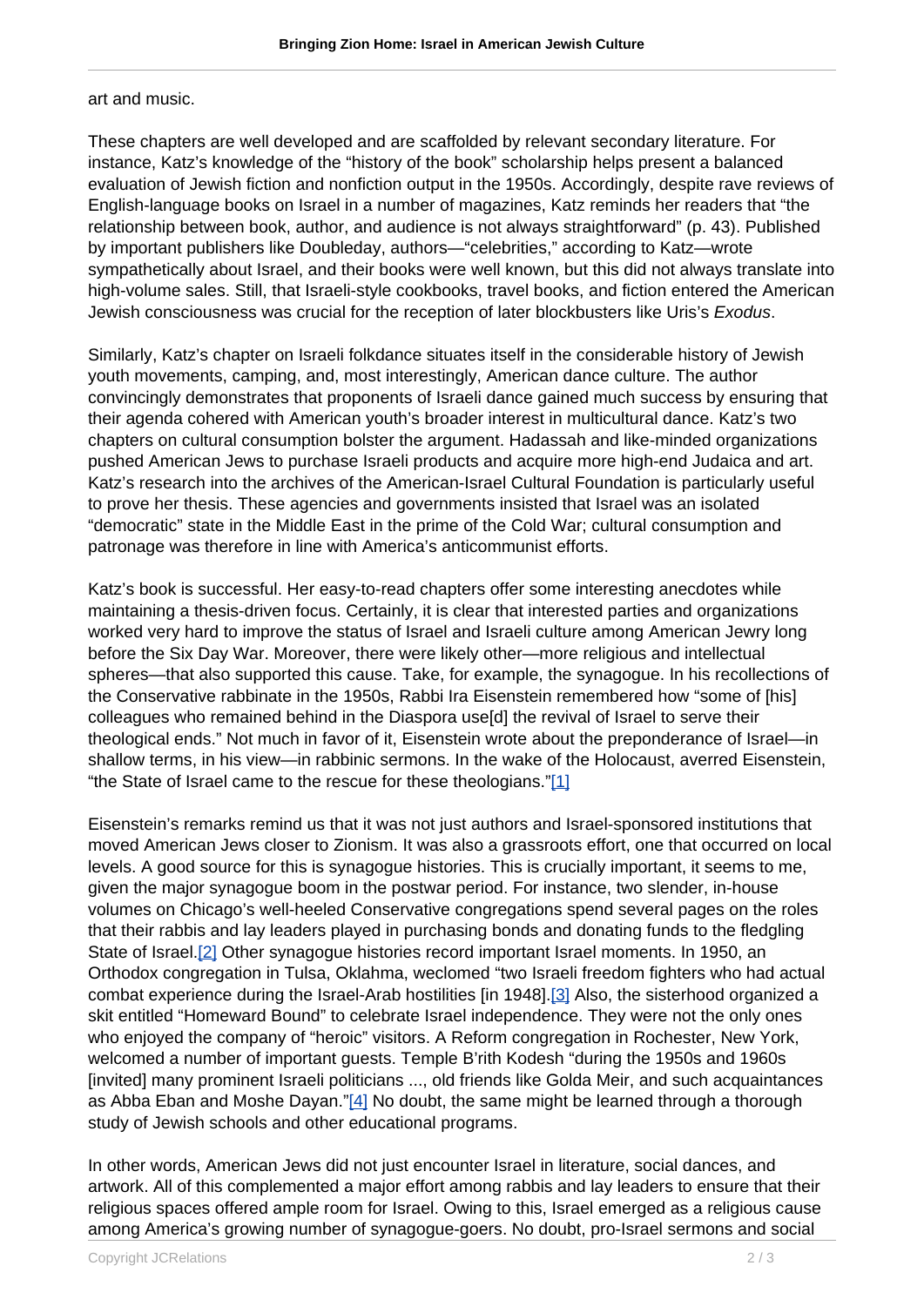art and music.

These chapters are well developed and are scaffolded by relevant secondary literature. For instance, Katz's knowledge of the "history of the book" scholarship helps present a balanced evaluation of Jewish fiction and nonfiction output in the 1950s. Accordingly, despite rave reviews of English-language books on Israel in a number of magazines, Katz reminds her readers that "the relationship between book, author, and audience is not always straightforward" (p. 43). Published by important publishers like Doubleday, authors—"celebrities," according to Katz—wrote sympathetically about Israel, and their books were well known, but this did not always translate into high-volume sales. Still, that Israeli-style cookbooks, travel books, and fiction entered the American Jewish consciousness was crucial for the reception of later blockbusters like Uris's *Exodus*.

Similarly, Katz's chapter on Israeli folkdance situates itself in the considerable history of Jewish youth movements, camping, and, most interestingly, American dance culture. The author convincingly demonstrates that proponents of Israeli dance gained much success by ensuring that their agenda cohered with American youth's broader interest in multicultural dance. Katz's two chapters on cultural consumption bolster the argument. Hadassah and like-minded organizations pushed American Jews to purchase Israeli products and acquire more high-end Judaica and art. Katz's research into the archives of the American-Israel Cultural Foundation is particularly useful to prove her thesis. These agencies and governments insisted that Israel was an isolated "democratic" state in the Middle East in the prime of the Cold War; cultural consumption and patronage was therefore in line with America's anticommunist efforts.

Katz's book is successful. Her easy-to-read chapters offer some interesting anecdotes while maintaining a thesis-driven focus. Certainly, it is clear that interested parties and organizations worked very hard to improve the status of Israel and Israeli culture among American Jewry long before the Six Day War. Moreover, there were likely other—more religious and intellectual spheres—that also supported this cause. Take, for example, the synagogue. In his recollections of the Conservative rabbinate in the 1950s, Rabbi Ira Eisenstein remembered how "some of [his] colleagues who remained behind in the Diaspora use[d] the revival of Israel to serve their theological ends." Not much in favor of it, Eisenstein wrote about the preponderance of Israel—in shallow terms, in his view—in rabbinic sermons. In the wake of the Holocaust, averred Eisenstein, "the State of Israel came to the rescue for these theologians."[1]

Eisenstein's remarks remind us that it was not just authors and Israel-sponsored institutions that moved American Jews closer to Zionism. It was also a grassroots effort, one that occurred on local levels. A good source for this is synagogue histories. This is crucially important, it seems to me, given the major synagogue boom in the postwar period. For instance, two slender, in-house volumes on Chicago's well-heeled Conservative congregations spend several pages on the roles that their rabbis and lay leaders played in purchasing bonds and donating funds to the fledgling State of Israel.[2] Other synagogue histories record important Israel moments. In 1950, an Orthodox congregation in Tulsa, Oklahma, weclomed "two Israeli freedom fighters who had actual combat experience during the Israel-Arab hostilities [in 1948].[3] Also, the sisterhood organized a skit entitled "Homeward Bound" to celebrate Israel independence. They were not the only ones who enjoyed the company of "heroic" visitors. A Reform congregation in Rochester, New York, welcomed a number of important guests. Temple B'rith Kodesh "during the 1950s and 1960s [invited] many prominent Israeli politicians ..., old friends like Golda Meir, and such acquaintances as Abba Eban and Moshe Dayan."[4] No doubt, the same might be learned through a thorough study of Jewish schools and other educational programs.

In other words, American Jews did not just encounter Israel in literature, social dances, and artwork. All of this complemented a major effort among rabbis and lay leaders to ensure that their religious spaces offered ample room for Israel. Owing to this, Israel emerged as a religious cause among America's growing number of synagogue-goers. No doubt, pro-Israel sermons and social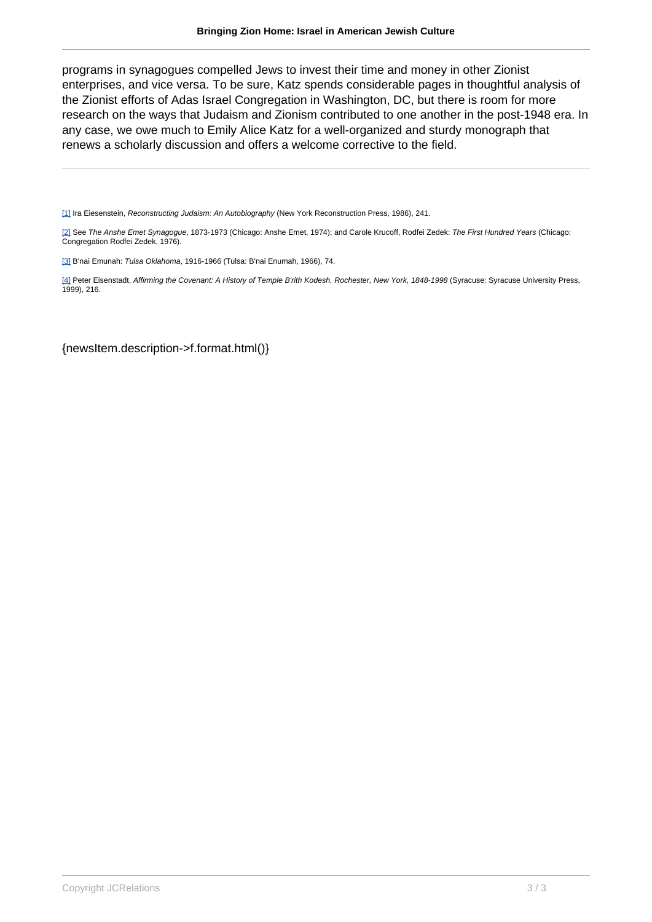programs in synagogues compelled Jews to invest their time and money in other Zionist enterprises, and vice versa. To be sure, Katz spends considerable pages in thoughtful analysis of the Zionist efforts of Adas Israel Congregation in Washington, DC, but there is room for more research on the ways that Judaism and Zionism contributed to one another in the post-1948 era. In any case, we owe much to Emily Alice Katz for a well-organized and sturdy monograph that renews a scholarly discussion and offers a welcome corrective to the field.

---

[1] Ira Eiesenstein, *Reconstructing Judaism: An Autobiography* (New York Reconstruction Press, 1986), 241.

[2] See *The Anshe Emet Synagogue*, 1873-1973 (Chicago: Anshe Emet, 1974); and Carole Krucoff, Rodfei Zedek: *The First Hundred Years* (Chicago: Congregation Rodfei Zedek, 1976).

[3] B'nai Emunah: *Tulsa Oklahoma*, 1916-1966 (Tulsa: B'nai Enumah, 1966), 74.

[4] Peter Eisenstadt, *Affirming the Covenant: A History of Temple B'rith Kodesh, Rochester, New York, 1848-1998* (Syracuse: Syracuse University Press, 1999), 216.

{newsItem.description->f.format.html()}